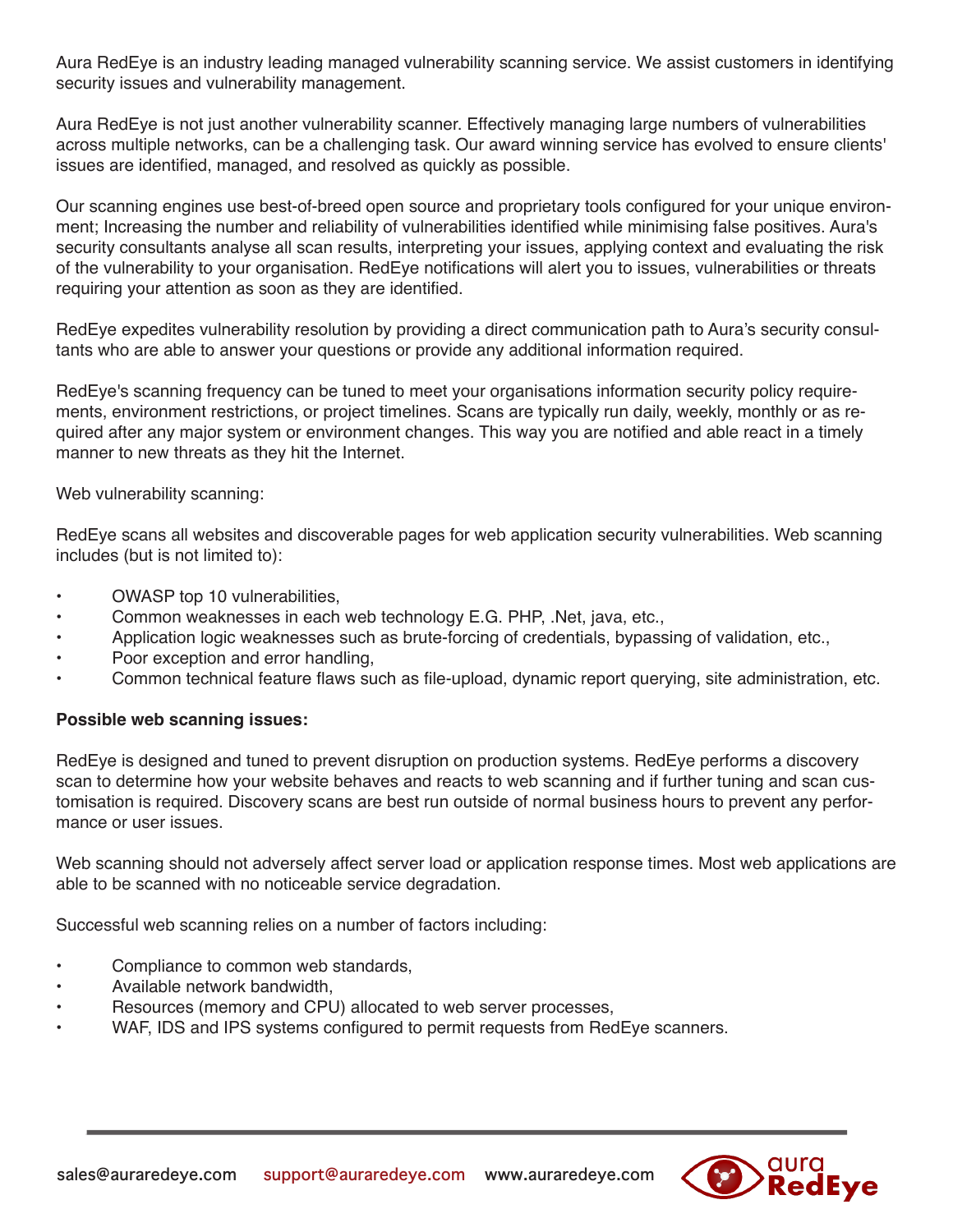Aura RedEye is an industry leading managed vulnerability scanning service. We assist customers in identifying security issues and vulnerability management.

Aura RedEye is not just another vulnerability scanner. Effectively managing large numbers of vulnerabilities across multiple networks, can be a challenging task. Our award winning service has evolved to ensure clients' issues are identified, managed, and resolved as quickly as possible.

Our scanning engines use best-of-breed open source and proprietary tools configured for your unique environment; Increasing the number and reliability of vulnerabilities identified while minimising false positives. Aura's security consultants analyse all scan results, interpreting your issues, applying context and evaluating the risk of the vulnerability to your organisation. RedEye notifications will alert you to issues, vulnerabilities or threats requiring your attention as soon as they are identified.

RedEye expedites vulnerability resolution by providing a direct communication path to Aura's security consultants who are able to answer your questions or provide any additional information required.

RedEye's scanning frequency can be tuned to meet your organisations information security policy requirements, environment restrictions, or project timelines. Scans are typically run daily, weekly, monthly or as required after any major system or environment changes. This way you are notified and able react in a timely manner to new threats as they hit the Internet.

Web vulnerability scanning:

RedEye scans all websites and discoverable pages for web application security vulnerabilities. Web scanning includes (but is not limited to):

- OWASP top 10 vulnerabilities,
- Common weaknesses in each web technology E.G. PHP, .Net, java, etc.,
- Application logic weaknesses such as brute-forcing of credentials, bypassing of validation, etc.,
- Poor exception and error handling,
- Common technical feature flaws such as file-upload, dynamic report querying, site administration, etc.

**Possible web scanning issues:**

RedEye is designed and tuned to prevent disruption on production systems. RedEye performs a discovery scan to determine how your website behaves and reacts to web scanning and if further tuning and scan customisation is required. Discovery scans are best run outside of normal business hours to prevent any performance or user issues.

Web scanning should not adversely affect server load or application response times. Most web applications are able to be scanned with no noticeable service degradation.

Successful web scanning relies on a number of factors including:

- Compliance to common web standards,
- Available network bandwidth,
- Resources (memory and CPU) allocated to web server processes,
- WAF, IDS and IPS systems configured to permit requests from RedEye scanners.

sales@auraredeye.com support@auraredeye.com www.auraredeye.com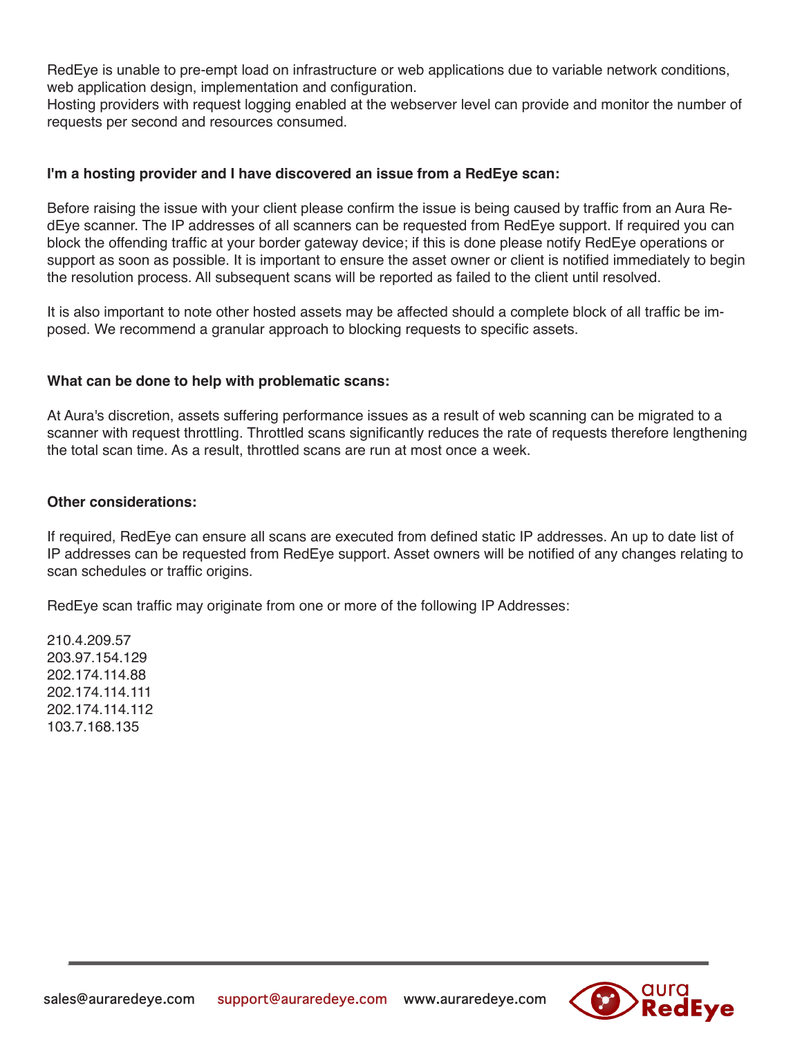RedEye is unable to pre-empt load on infrastructure or web applications due to variable network conditions, web application design, implementation and configuration.
Hosting providers with request logging enabled at the webserver level can provide and monitor the number of requests per second and resources consumed.

**I'm a hosting provider and I have discovered an issue from a RedEye scan:**

Before raising the issue with your client please confirm the issue is being caused by traffic from an Aura RedEye scanner. The IP addresses of all scanners can be requested from RedEye support. If required you can block the offending traffic at your border gateway device; if this is done please notify RedEye operations or support as soon as possible. It is important to ensure the asset owner or client is notified immediately to begin the resolution process. All subsequent scans will be reported as failed to the client until resolved.

It is also important to note other hosted assets may be affected should a complete block of all traffic be imposed. We recommend a granular approach to blocking requests to specific assets.

**What can be done to help with problematic scans:**

At Aura's discretion, assets suffering performance issues as a result of web scanning can be migrated to a scanner with request throttling. Throttled scans significantly reduces the rate of requests therefore lengthening the total scan time. As a result, throttled scans are run at most once a week.

**Other considerations:**

If required, RedEye can ensure all scans are executed from defined static IP addresses. An up to date list of IP addresses can be requested from RedEye support. Asset owners will be notified of any changes relating to scan schedules or traffic origins.

RedEye scan traffic may originate from one or more of the following IP Addresses:

210.4.209.57
203.97.154.129
202.174.114.88
202.174.114.111
202.174.114.112
103.7.168.135